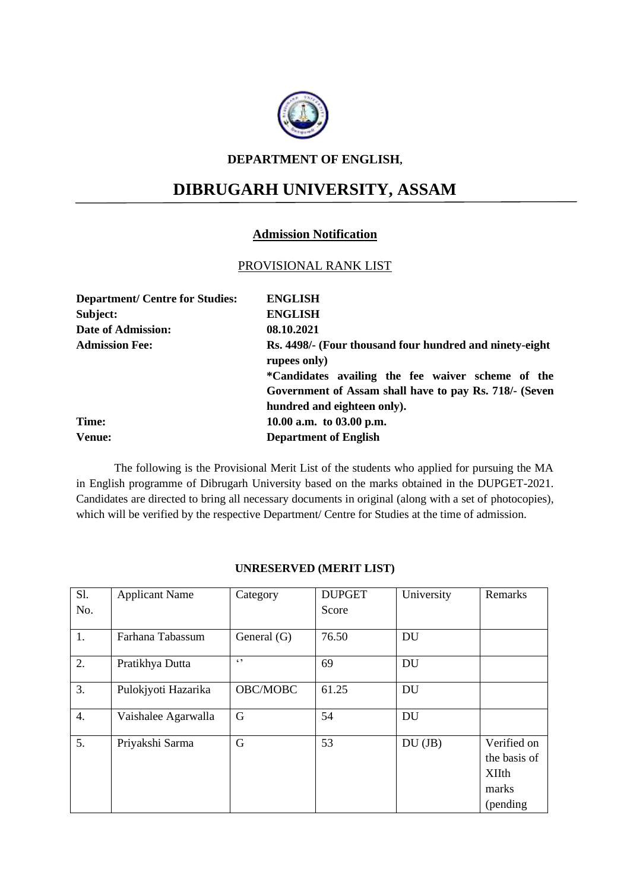**DEPARTMENT OF ENGLISH,**

# DIBRUGARH UNIVERSITY, ASSAM

## Admission Notification

PROVISIONAL RANK LIST

| | |
|---|---|
| **Department/ Centre for Studies:** | **ENGLISH** |
| **Subject:** | **ENGLISH** |
| **Date of Admission:** | **08.10.2021** |
| **Admission Fee:** | **Rs. 4498/- (Four thousand four hundred and ninety-eight rupees only)** **\*Candidates availing the fee waiver scheme of the Government of Assam shall have to pay Rs. 718/- (Seven hundred and eighteen only).** |
| **Time:** | **10.00 a.m. to 03.00 p.m.** |
| **Venue:** | **Department of English** |

The following is the Provisional Merit List of the students who applied for pursuing the MA in English programme of Dibrugarh University based on the marks obtained in the DUPGET-2021. Candidates are directed to bring all necessary documents in original (along with a set of photocopies), which will be verified by the respective Department/ Centre for Studies at the time of admission.

**UNRESERVED (MERIT LIST)**

| Sl. No. | Applicant Name | Category | DUPGET Score | University | Remarks |
|---|---|---|---|---|---|
| 1. | Farhana Tabassum | General (G) | 76.50 | DU | |
| 2. | Pratikhya Dutta | ʻʼ | 69 | DU | |
| 3. | Pulokjyoti Hazarika | OBC/MOBC | 61.25 | DU | |
| 4. | Vaishalee Agarwalla | G | 54 | DU | |
| 5. | Priyakshi Sarma | G | 53 | DU (JB) | Verified on the basis of XIIth marks (pending |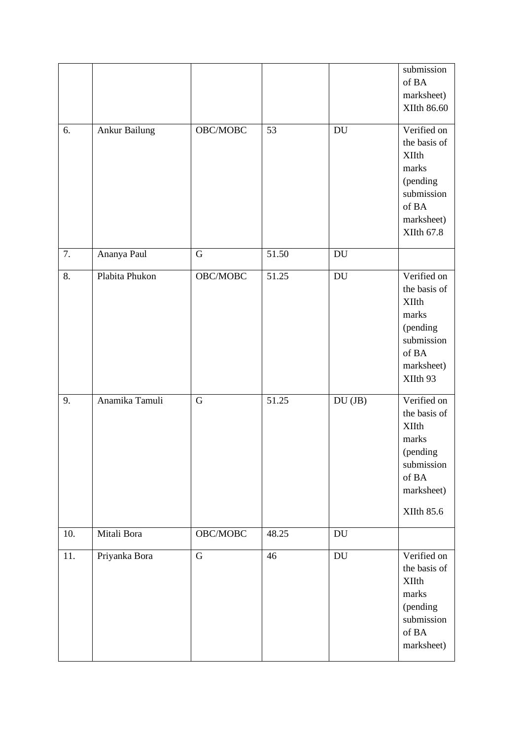| | | | | | |
|---|---|---|---|---|---|
| | | | | | submission of BA marksheet) XIIth 86.60 |
| 6. | Ankur Bailung | OBC/MOBC | 53 | DU | Verified on the basis of XIIth marks (pending submission of BA marksheet) XIIth 67.8 |
| 7. | Ananya Paul | G | 51.50 | DU | |
| 8. | Plabita Phukon | OBC/MOBC | 51.25 | DU | Verified on the basis of XIIth marks (pending submission of BA marksheet) XIIth 93 |
| 9. | Anamika Tamuli | G | 51.25 | DU (JB) | Verified on the basis of XIIth marks (pending submission of BA marksheet) XIIth 85.6 |
| 10. | Mitali Bora | OBC/MOBC | 48.25 | DU | |
| 11. | Priyanka Bora | G | 46 | DU | Verified on the basis of XIIth marks (pending submission of BA marksheet) |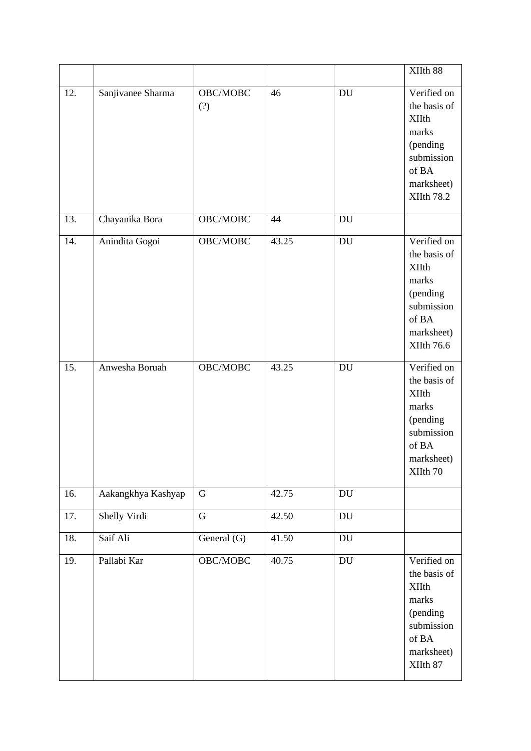|  |  |  |  |  | XIIth 88 |
|---|---|---|---|---|---|
| 12. | Sanjivanee Sharma | OBC/MOBC (?) | 46 | DU | Verified on the basis of XIIth marks (pending submission of BA marksheet) XIIth 78.2 |
| 13. | Chayanika Bora | OBC/MOBC | 44 | DU |  |
| 14. | Anindita Gogoi | OBC/MOBC | 43.25 | DU | Verified on the basis of XIIth marks (pending submission of BA marksheet) XIIth 76.6 |
| 15. | Anwesha Boruah | OBC/MOBC | 43.25 | DU | Verified on the basis of XIIth marks (pending submission of BA marksheet) XIIth 70 |
| 16. | Aakangkhya Kashyap | G | 42.75 | DU |  |
| 17. | Shelly Virdi | G | 42.50 | DU |  |
| 18. | Saif Ali | General (G) | 41.50 | DU |  |
| 19. | Pallabi Kar | OBC/MOBC | 40.75 | DU | Verified on the basis of XIIth marks (pending submission of BA marksheet) XIIth 87 |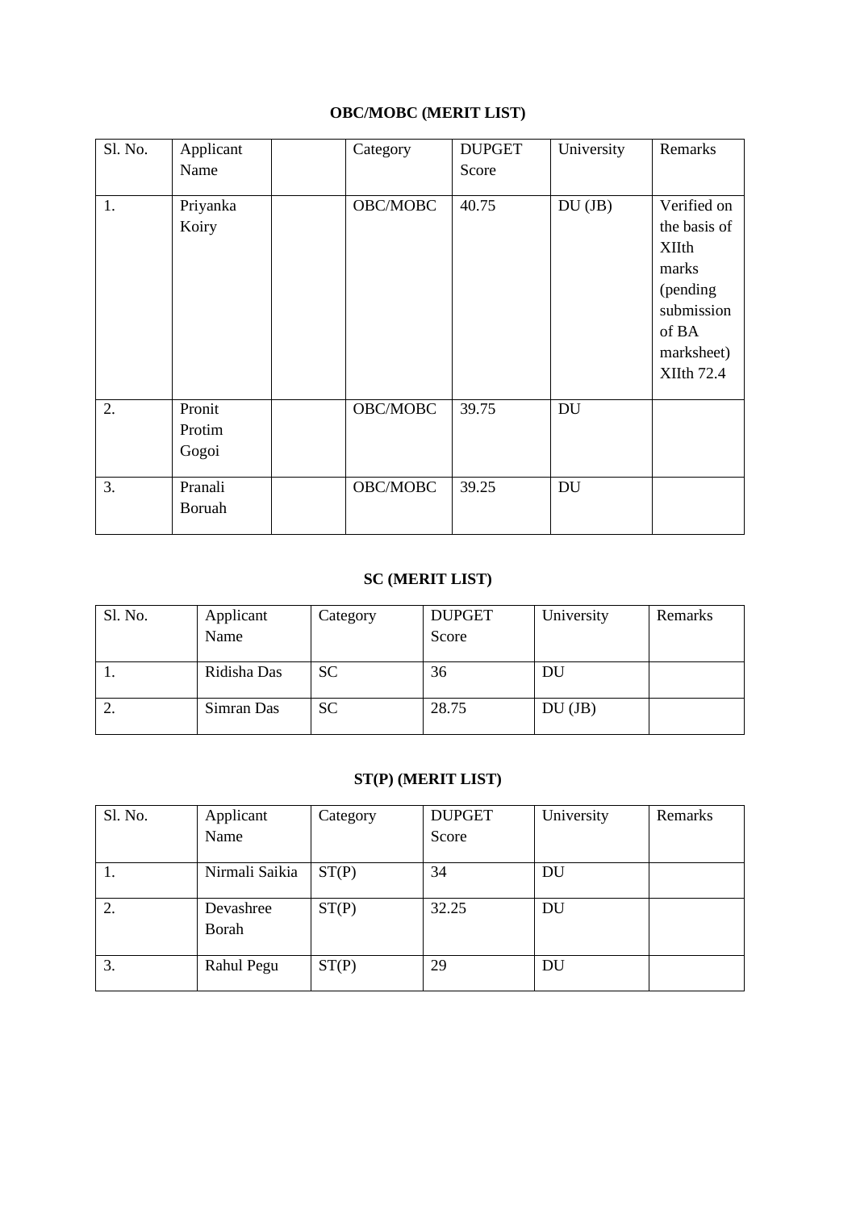**OBC/MOBC (MERIT LIST)**

| Sl. No. | Applicant Name | | Category | DUPGET Score | University | Remarks |
|---|---|---|---|---|---|---|
| 1. | Priyanka Koiry | | OBC/MOBC | 40.75 | DU (JB) | Verified on the basis of XIIth marks (pending submission of BA marksheet) XIIth 72.4 |
| 2. | Pronit Protim Gogoi | | OBC/MOBC | 39.75 | DU | |
| 3. | Pranali Boruah | | OBC/MOBC | 39.25 | DU | |

**SC (MERIT LIST)**

| Sl. No. | Applicant Name | Category | DUPGET Score | University | Remarks |
|---|---|---|---|---|---|
| 1. | Ridisha Das | SC | 36 | DU | |
| 2. | Simran Das | SC | 28.75 | DU (JB) | |

**ST(P) (MERIT LIST)**

| Sl. No. | Applicant Name | Category | DUPGET Score | University | Remarks |
|---|---|---|---|---|---|
| 1. | Nirmali Saikia | ST(P) | 34 | DU | |
| 2. | Devashree Borah | ST(P) | 32.25 | DU | |
| 3. | Rahul Pegu | ST(P) | 29 | DU | |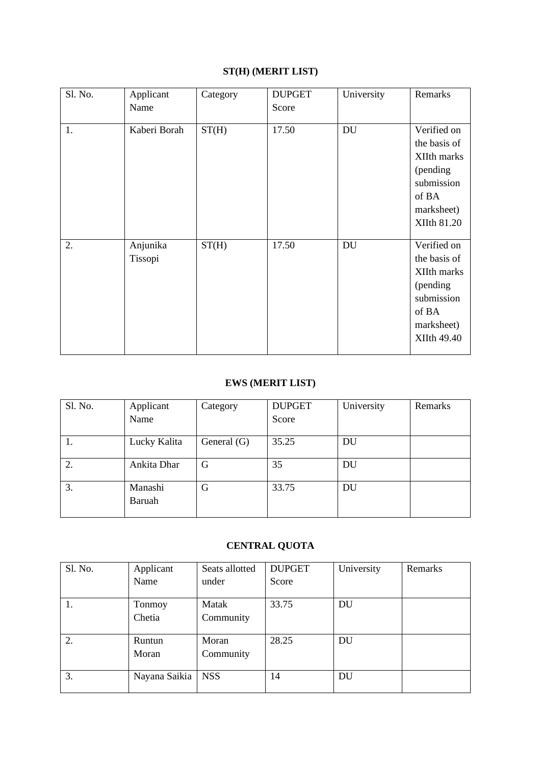**ST(H) (MERIT LIST)**

| Sl. No. | Applicant Name | Category | DUPGET Score | University | Remarks |
|---|---|---|---|---|---|
| 1. | Kaberi Borah | ST(H) | 17.50 | DU | Verified on the basis of XIIth marks (pending submission of BA marksheet) XIIth 81.20 |
| 2. | Anjunika Tissopi | ST(H) | 17.50 | DU | Verified on the basis of XIIth marks (pending submission of BA marksheet) XIIth 49.40 |

**EWS (MERIT LIST)**

| Sl. No. | Applicant Name | Category | DUPGET Score | University | Remarks |
|---|---|---|---|---|---|
| 1. | Lucky Kalita | General (G) | 35.25 | DU | |
| 2. | Ankita Dhar | G | 35 | DU | |
| 3. | Manashi Baruah | G | 33.75 | DU | |

**CENTRAL QUOTA**

| Sl. No. | Applicant Name | Seats allotted under | DUPGET Score | University | Remarks |
|---|---|---|---|---|---|
| 1. | Tonmoy Chetia | Matak Community | 33.75 | DU | |
| 2. | Runtun Moran | Moran Community | 28.25 | DU | |
| 3. | Nayana Saikia | NSS | 14 | DU | |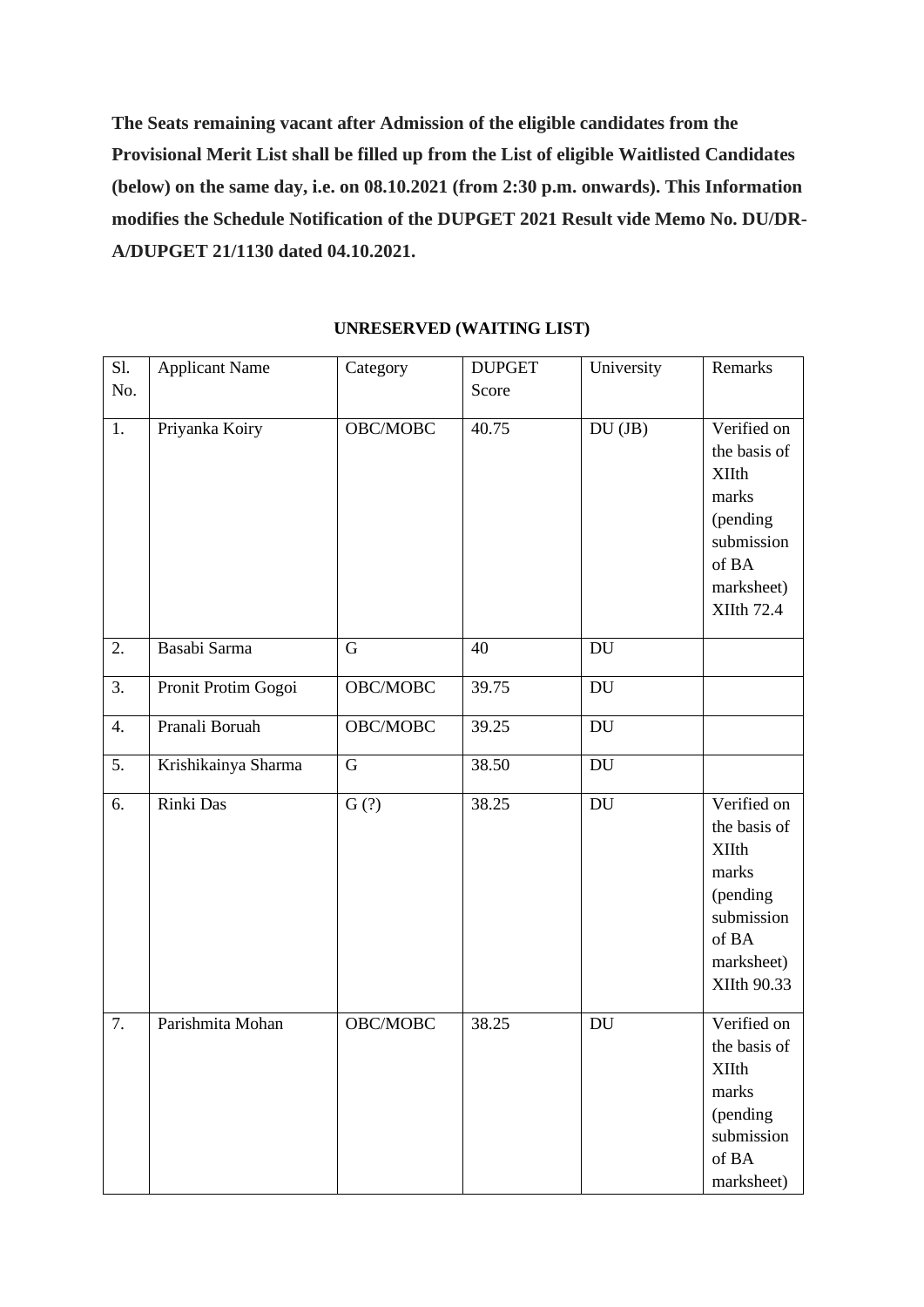**The Seats remaining vacant after Admission of the eligible candidates from the Provisional Merit List shall be filled up from the List of eligible Waitlisted Candidates (below) on the same day, i.e. on 08.10.2021 (from 2:30 p.m. onwards). This Information modifies the Schedule Notification of the DUPGET 2021 Result vide Memo No. DU/DR-A/DUPGET 21/1130 dated 04.10.2021.**

**UNRESERVED (WAITING LIST)**

| Sl. No. | Applicant Name | Category | DUPGET Score | University | Remarks |
|---|---|---|---|---|---|
| 1. | Priyanka Koiry | OBC/MOBC | 40.75 | DU (JB) | Verified on the basis of XIIth marks (pending submission of BA marksheet) XIIth 72.4 |
| 2. | Basabi Sarma | G | 40 | DU | |
| 3. | Pronit Protim Gogoi | OBC/MOBC | 39.75 | DU | |
| 4. | Pranali Boruah | OBC/MOBC | 39.25 | DU | |
| 5. | Krishikainya Sharma | G | 38.50 | DU | |
| 6. | Rinki Das | G (?) | 38.25 | DU | Verified on the basis of XIIth marks (pending submission of BA marksheet) XIIth 90.33 |
| 7. | Parishmita Mohan | OBC/MOBC | 38.25 | DU | Verified on the basis of XIIth marks (pending submission of BA marksheet) |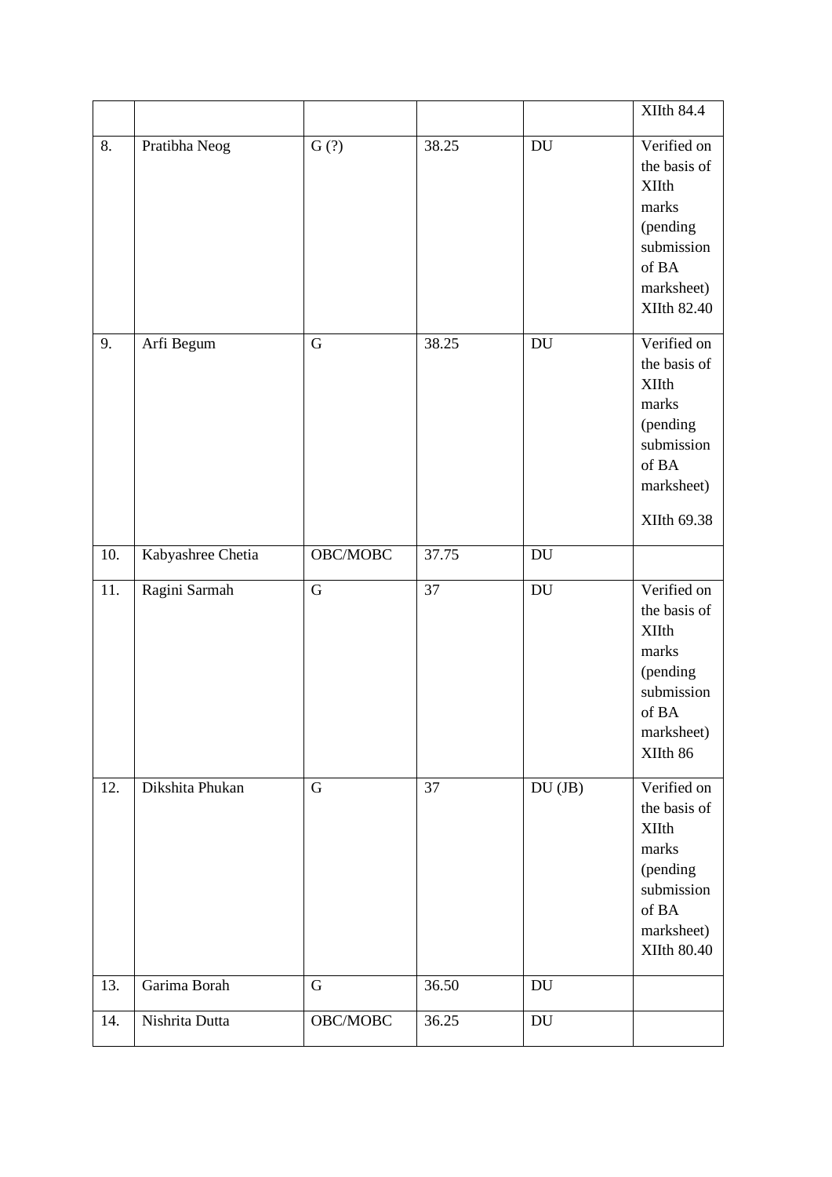| | | | | | |
|---|---|---|---|---|---|
| | | | | | XIIth 84.4 |
| 8. | Pratibha Neog | G (?) | 38.25 | DU | Verified on the basis of XIIth marks (pending submission of BA marksheet) XIIth 82.40 |
| 9. | Arfi Begum | G | 38.25 | DU | Verified on the basis of XIIth marks (pending submission of BA marksheet) XIIth 69.38 |
| 10. | Kabyashree Chetia | OBC/MOBC | 37.75 | DU | |
| 11. | Ragini Sarmah | G | 37 | DU | Verified on the basis of XIIth marks (pending submission of BA marksheet) XIIth 86 |
| 12. | Dikshita Phukan | G | 37 | DU (JB) | Verified on the basis of XIIth marks (pending submission of BA marksheet) XIIth 80.40 |
| 13. | Garima Borah | G | 36.50 | DU | |
| 14. | Nishrita Dutta | OBC/MOBC | 36.25 | DU | |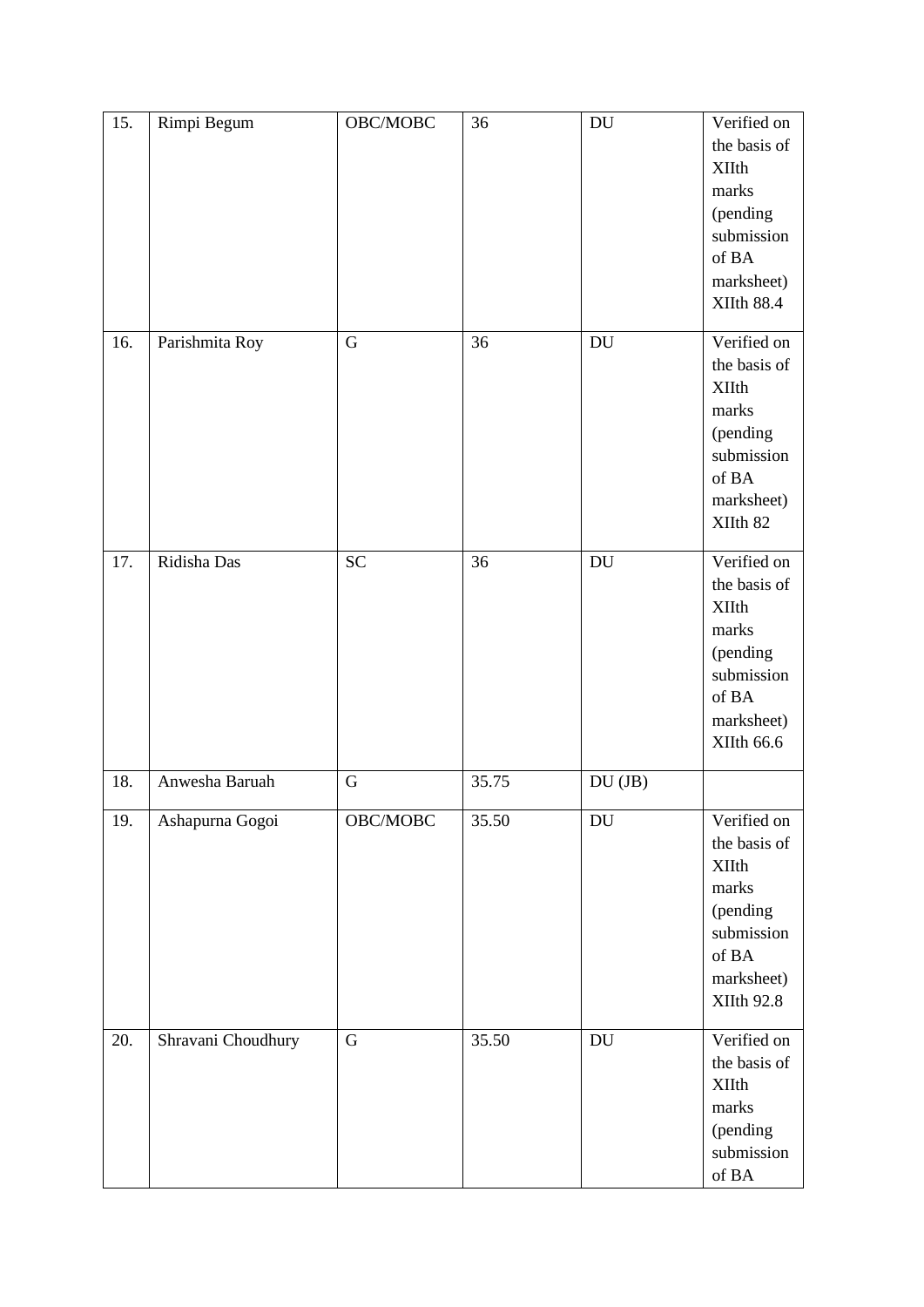| 15. | Rimpi Begum | OBC/MOBC | 36 | DU | Verified on the basis of XIIth marks (pending submission of BA marksheet) XIIth 88.4 |
|---|---|---|---|---|---|
| 16. | Parishmita Roy | G | 36 | DU | Verified on the basis of XIIth marks (pending submission of BA marksheet) XIIth 82 |
| 17. | Ridisha Das | SC | 36 | DU | Verified on the basis of XIIth marks (pending submission of BA marksheet) XIIth 66.6 |
| 18. | Anwesha Baruah | G | 35.75 | DU (JB) | |
| 19. | Ashapurna Gogoi | OBC/MOBC | 35.50 | DU | Verified on the basis of XIIth marks (pending submission of BA marksheet) XIIth 92.8 |
| 20. | Shravani Choudhury | G | 35.50 | DU | Verified on the basis of XIIth marks (pending submission of BA |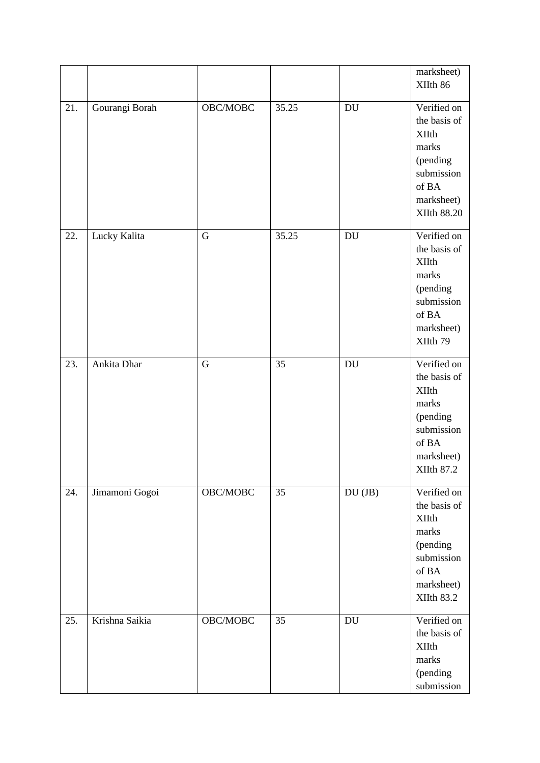|  |  |  |  |  | marksheet) XIIth 86 |
|---|---|---|---|---|---|
| 21. | Gourangi Borah | OBC/MOBC | 35.25 | DU | Verified on the basis of XIIth marks (pending submission of BA marksheet) XIIth 88.20 |
| 22. | Lucky Kalita | G | 35.25 | DU | Verified on the basis of XIIth marks (pending submission of BA marksheet) XIIth 79 |
| 23. | Ankita Dhar | G | 35 | DU | Verified on the basis of XIIth marks (pending submission of BA marksheet) XIIth 87.2 |
| 24. | Jimamoni Gogoi | OBC/MOBC | 35 | DU (JB) | Verified on the basis of XIIth marks (pending submission of BA marksheet) XIIth 83.2 |
| 25. | Krishna Saikia | OBC/MOBC | 35 | DU | Verified on the basis of XIIth marks (pending submission |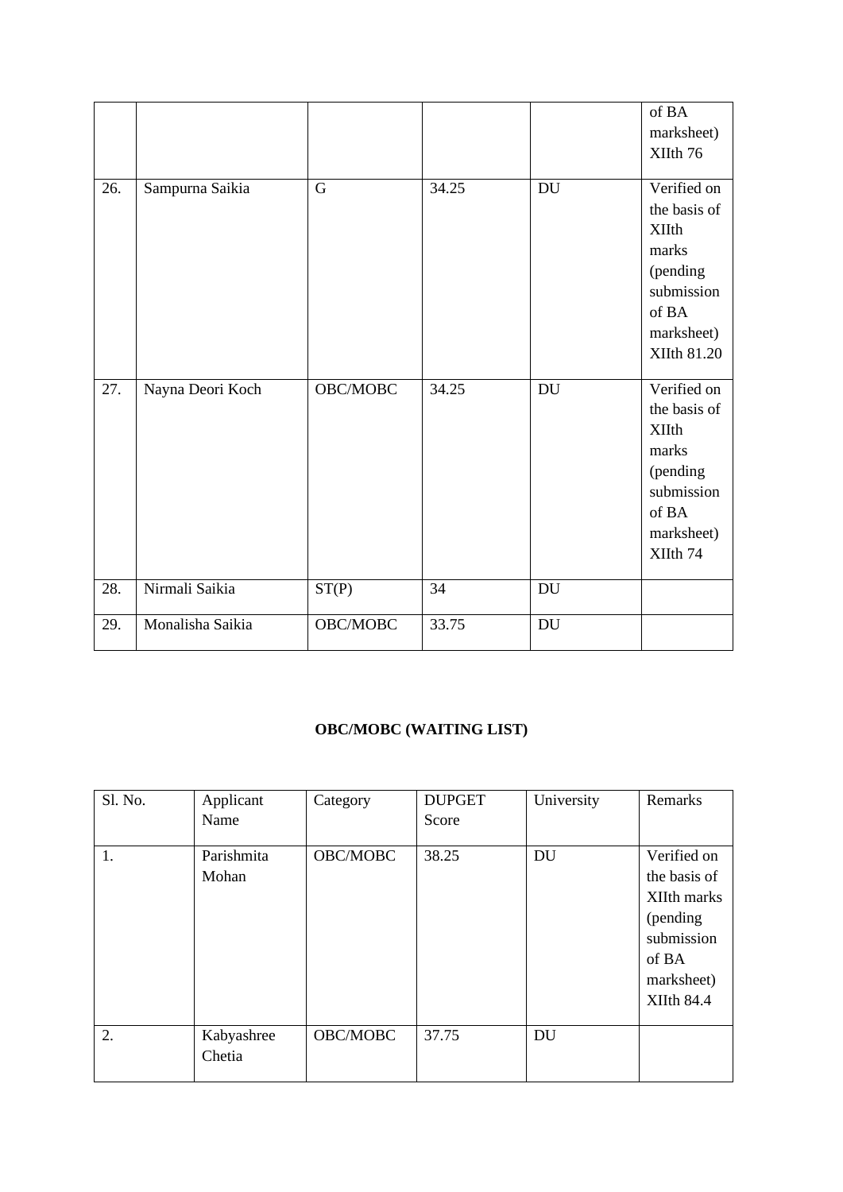| | | | | | of BA marksheet) XIIth 76 |
|---|---|---|---|---|---|
| 26. | Sampurna Saikia | G | 34.25 | DU | Verified on the basis of XIIth marks (pending submission of BA marksheet) XIIth 81.20 |
| 27. | Nayna Deori Koch | OBC/MOBC | 34.25 | DU | Verified on the basis of XIIth marks (pending submission of BA marksheet) XIIth 74 |
| 28. | Nirmali Saikia | ST(P) | 34 | DU | |
| 29. | Monalisha Saikia | OBC/MOBC | 33.75 | DU | |

**OBC/MOBC (WAITING LIST)**

| Sl. No. | Applicant Name | Category | DUPGET Score | University | Remarks |
|---|---|---|---|---|---|
| 1. | Parishmita Mohan | OBC/MOBC | 38.25 | DU | Verified on the basis of XIIth marks (pending submission of BA marksheet) XIIth 84.4 |
| 2. | Kabyashree Chetia | OBC/MOBC | 37.75 | DU | |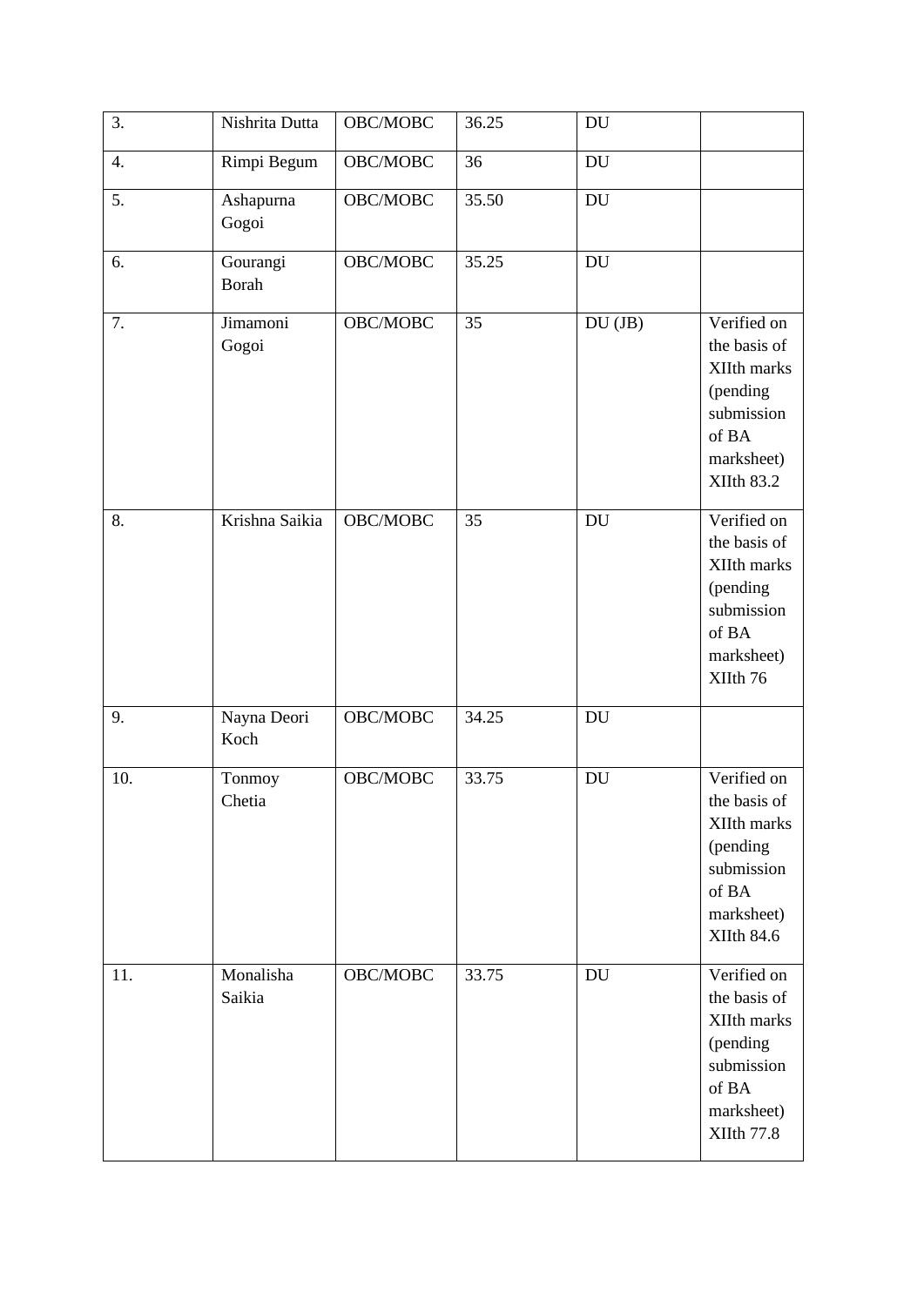| 3. | Nishrita Dutta | OBC/MOBC | 36.25 | DU | |
|---|---|---|---|---|---|
| 4. | Rimpi Begum | OBC/MOBC | 36 | DU | |
| 5. | Ashapurna Gogoi | OBC/MOBC | 35.50 | DU | |
| 6. | Gourangi Borah | OBC/MOBC | 35.25 | DU | |
| 7. | Jimamoni Gogoi | OBC/MOBC | 35 | DU (JB) | Verified on the basis of XIIth marks (pending submission of BA marksheet) XIIth 83.2 |
| 8. | Krishna Saikia | OBC/MOBC | 35 | DU | Verified on the basis of XIIth marks (pending submission of BA marksheet) XIIth 76 |
| 9. | Nayna Deori Koch | OBC/MOBC | 34.25 | DU | |
| 10. | Tonmoy Chetia | OBC/MOBC | 33.75 | DU | Verified on the basis of XIIth marks (pending submission of BA marksheet) XIIth 84.6 |
| 11. | Monalisha Saikia | OBC/MOBC | 33.75 | DU | Verified on the basis of XIIth marks (pending submission of BA marksheet) XIIth 77.8 |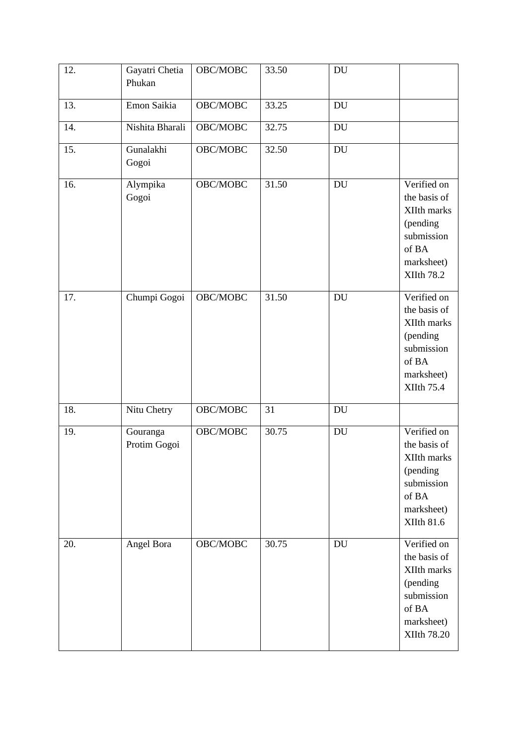| 12. | Gayatri Chetia Phukan | OBC/MOBC | 33.50 | DU | |
|---|---|---|---|---|---|
| 13. | Emon Saikia | OBC/MOBC | 33.25 | DU | |
| 14. | Nishita Bharali | OBC/MOBC | 32.75 | DU | |
| 15. | Gunalakhi Gogoi | OBC/MOBC | 32.50 | DU | |
| 16. | Alympika Gogoi | OBC/MOBC | 31.50 | DU | Verified on the basis of XIIth marks (pending submission of BA marksheet) XIIth 78.2 |
| 17. | Chumpi Gogoi | OBC/MOBC | 31.50 | DU | Verified on the basis of XIIth marks (pending submission of BA marksheet) XIIth 75.4 |
| 18. | Nitu Chetry | OBC/MOBC | 31 | DU | |
| 19. | Gouranga Protim Gogoi | OBC/MOBC | 30.75 | DU | Verified on the basis of XIIth marks (pending submission of BA marksheet) XIIth 81.6 |
| 20. | Angel Bora | OBC/MOBC | 30.75 | DU | Verified on the basis of XIIth marks (pending submission of BA marksheet) XIIth 78.20 |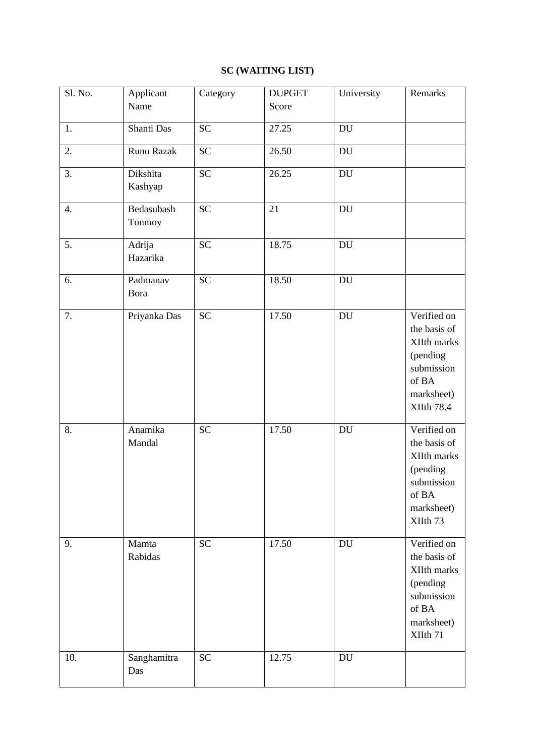**SC (WAITING LIST)**

| Sl. No. | Applicant Name | Category | DUPGET Score | University | Remarks |
|---|---|---|---|---|---|
| 1. | Shanti Das | SC | 27.25 | DU | |
| 2. | Runu Razak | SC | 26.50 | DU | |
| 3. | Dikshita Kashyap | SC | 26.25 | DU | |
| 4. | Bedasubash Tonmoy | SC | 21 | DU | |
| 5. | Adrija Hazarika | SC | 18.75 | DU | |
| 6. | Padmanav Bora | SC | 18.50 | DU | |
| 7. | Priyanka Das | SC | 17.50 | DU | Verified on the basis of XIIth marks (pending submission of BA marksheet) XIIth 78.4 |
| 8. | Anamika Mandal | SC | 17.50 | DU | Verified on the basis of XIIth marks (pending submission of BA marksheet) XIIth 73 |
| 9. | Mamta Rabidas | SC | 17.50 | DU | Verified on the basis of XIIth marks (pending submission of BA marksheet) XIIth 71 |
| 10. | Sanghamitra Das | SC | 12.75 | DU | |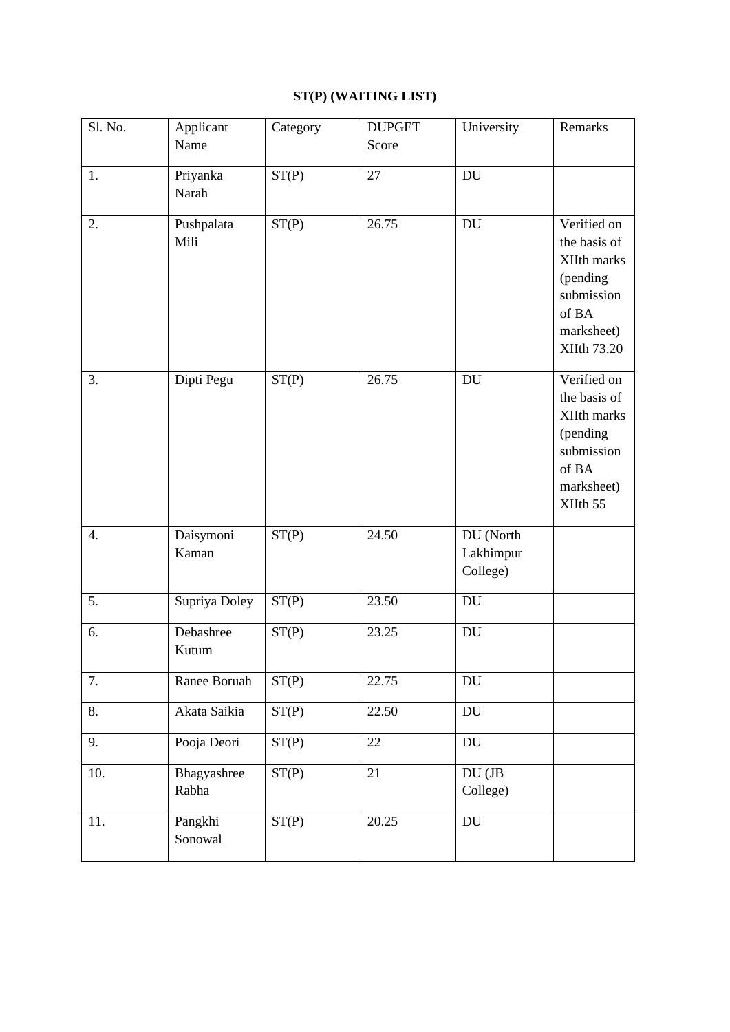**ST(P) (WAITING LIST)**

| Sl. No. | Applicant Name | Category | DUPGET Score | University | Remarks |
|---|---|---|---|---|---|
| 1. | Priyanka Narah | ST(P) | 27 | DU | |
| 2. | Pushpalata Mili | ST(P) | 26.75 | DU | Verified on the basis of XIIth marks (pending submission of BA marksheet) XIIth 73.20 |
| 3. | Dipti Pegu | ST(P) | 26.75 | DU | Verified on the basis of XIIth marks (pending submission of BA marksheet) XIIth 55 |
| 4. | Daisymoni Kaman | ST(P) | 24.50 | DU (North Lakhimpur College) | |
| 5. | Supriya Doley | ST(P) | 23.50 | DU | |
| 6. | Debashree Kutum | ST(P) | 23.25 | DU | |
| 7. | Ranee Boruah | ST(P) | 22.75 | DU | |
| 8. | Akata Saikia | ST(P) | 22.50 | DU | |
| 9. | Pooja Deori | ST(P) | 22 | DU | |
| 10. | Bhagyashree Rabha | ST(P) | 21 | DU (JB College) | |
| 11. | Pangkhi Sonowal | ST(P) | 20.25 | DU | |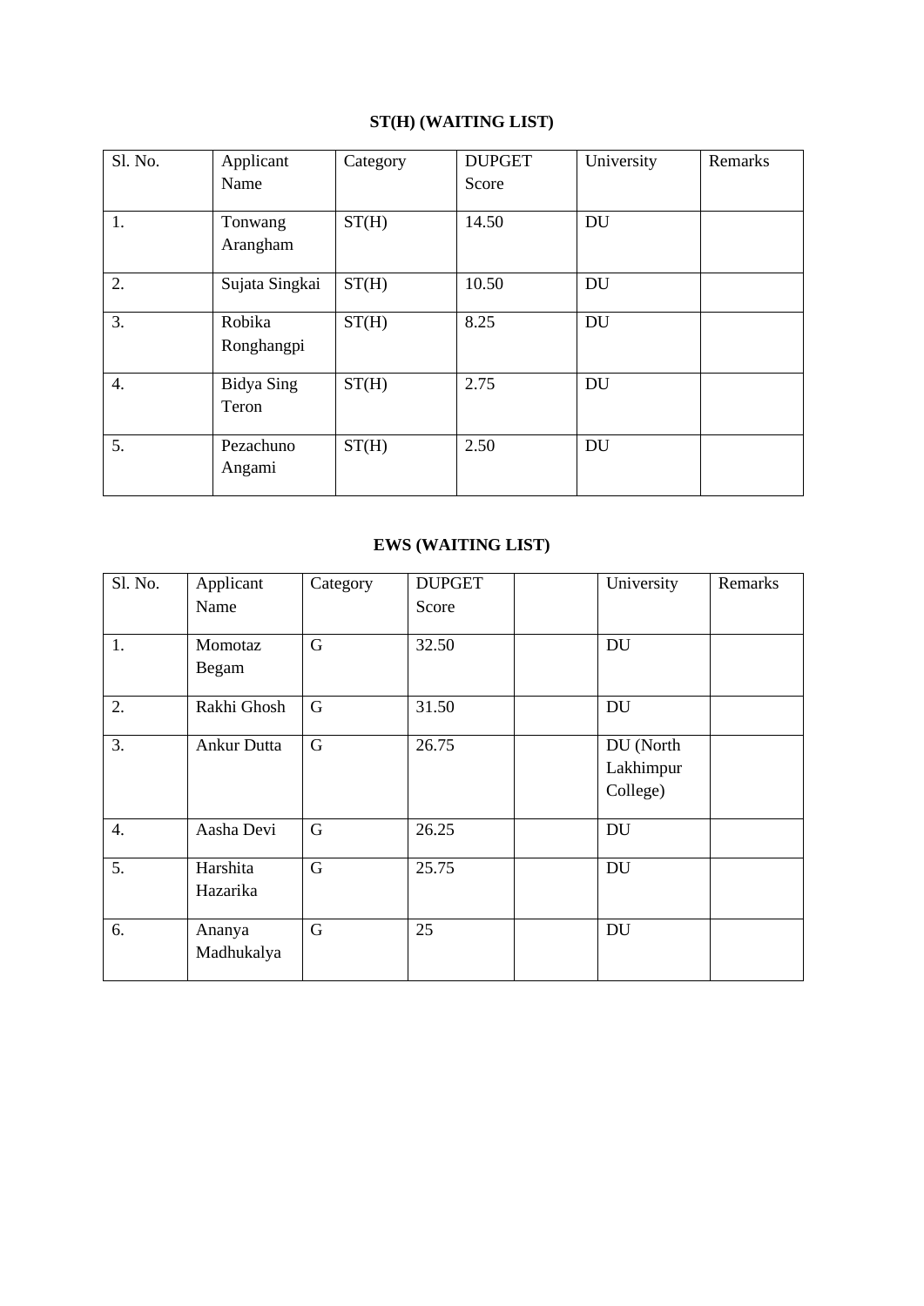**ST(H) (WAITING LIST)**

| Sl. No. | Applicant Name | Category | DUPGET Score | University | Remarks |
|---|---|---|---|---|---|
| 1. | Tonwang Arangham | ST(H) | 14.50 | DU | |
| 2. | Sujata Singkai | ST(H) | 10.50 | DU | |
| 3. | Robika Ronghangpi | ST(H) | 8.25 | DU | |
| 4. | Bidya Sing Teron | ST(H) | 2.75 | DU | |
| 5. | Pezachuno Angami | ST(H) | 2.50 | DU | |

**EWS (WAITING LIST)**

| Sl. No. | Applicant Name | Category | DUPGET Score | | University | Remarks |
|---|---|---|---|---|---|---|
| 1. | Momotaz Begam | G | 32.50 | | DU | |
| 2. | Rakhi Ghosh | G | 31.50 | | DU | |
| 3. | Ankur Dutta | G | 26.75 | | DU (North Lakhimpur College) | |
| 4. | Aasha Devi | G | 26.25 | | DU | |
| 5. | Harshita Hazarika | G | 25.75 | | DU | |
| 6. | Ananya Madhukalya | G | 25 | | DU | |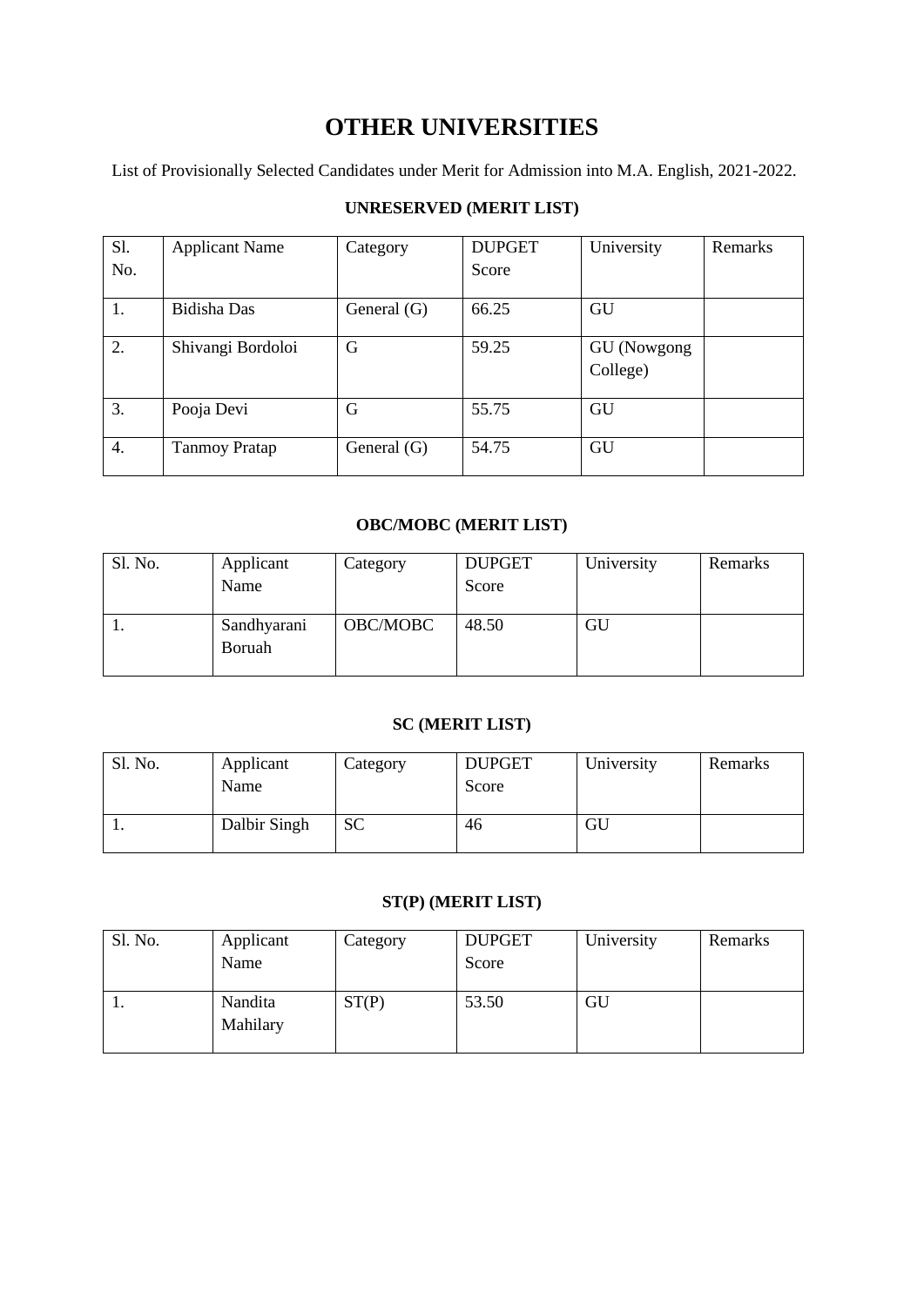# OTHER UNIVERSITIES

List of Provisionally Selected Candidates under Merit for Admission into M.A. English, 2021-2022.

### UNRESERVED (MERIT LIST)

| Sl. No. | Applicant Name | Category | DUPGET Score | University | Remarks |
|---|---|---|---|---|---|
| 1. | Bidisha Das | General (G) | 66.25 | GU | |
| 2. | Shivangi Bordoloi | G | 59.25 | GU (Nowgong College) | |
| 3. | Pooja Devi | G | 55.75 | GU | |
| 4. | Tanmoy Pratap | General (G) | 54.75 | GU | |

### OBC/MOBC (MERIT LIST)

| Sl. No. | Applicant Name | Category | DUPGET Score | University | Remarks |
|---|---|---|---|---|---|
| 1. | Sandhyarani Boruah | OBC/MOBC | 48.50 | GU | |

### SC (MERIT LIST)

| Sl. No. | Applicant Name | Category | DUPGET Score | University | Remarks |
|---|---|---|---|---|---|
| 1. | Dalbir Singh | SC | 46 | GU | |

### ST(P) (MERIT LIST)

| Sl. No. | Applicant Name | Category | DUPGET Score | University | Remarks |
|---|---|---|---|---|---|
| 1. | Nandita Mahilary | ST(P) | 53.50 | GU | |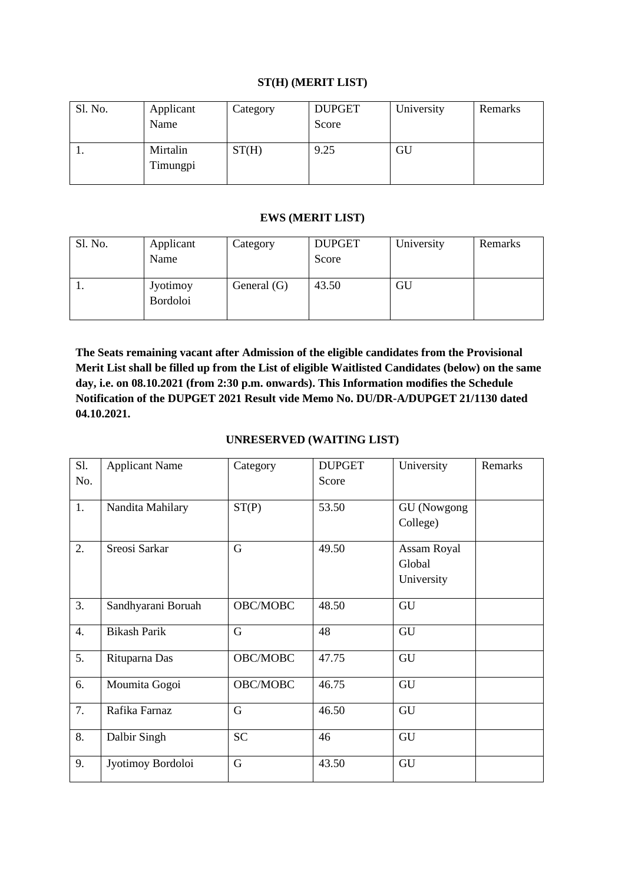**ST(H) (MERIT LIST)**

| Sl. No. | Applicant Name | Category | DUPGET Score | University | Remarks |
|---|---|---|---|---|---|
| 1. | Mirtalin Timungpi | ST(H) | 9.25 | GU | |

**EWS (MERIT LIST)**

| Sl. No. | Applicant Name | Category | DUPGET Score | University | Remarks |
|---|---|---|---|---|---|
| 1. | Jyotimoy Bordoloi | General (G) | 43.50 | GU | |

**The Seats remaining vacant after Admission of the eligible candidates from the Provisional Merit List shall be filled up from the List of eligible Waitlisted Candidates (below) on the same day, i.e. on 08.10.2021 (from 2:30 p.m. onwards). This Information modifies the Schedule Notification of the DUPGET 2021 Result vide Memo No. DU/DR-A/DUPGET 21/1130 dated 04.10.2021.**

**UNRESERVED (WAITING LIST)**

| Sl. No. | Applicant Name | Category | DUPGET Score | University | Remarks |
|---|---|---|---|---|---|
| 1. | Nandita Mahilary | ST(P) | 53.50 | GU (Nowgong College) | |
| 2. | Sreosi Sarkar | G | 49.50 | Assam Royal Global University | |
| 3. | Sandhyarani Boruah | OBC/MOBC | 48.50 | GU | |
| 4. | Bikash Parik | G | 48 | GU | |
| 5. | Rituparna Das | OBC/MOBC | 47.75 | GU | |
| 6. | Moumita Gogoi | OBC/MOBC | 46.75 | GU | |
| 7. | Rafika Farnaz | G | 46.50 | GU | |
| 8. | Dalbir Singh | SC | 46 | GU | |
| 9. | Jyotimoy Bordoloi | G | 43.50 | GU | |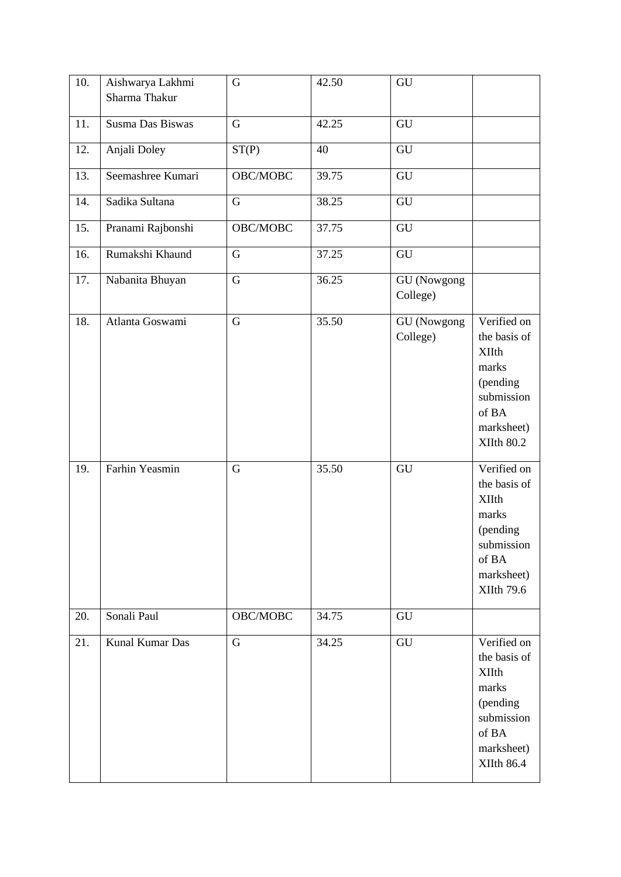| 10. | Aishwarya Lakhmi Sharma Thakur | G | 42.50 | GU | |
|---|---|---|---|---|---|
| 11. | Susma Das Biswas | G | 42.25 | GU | |
| 12. | Anjali Doley | ST(P) | 40 | GU | |
| 13. | Seemashree Kumari | OBC/MOBC | 39.75 | GU | |
| 14. | Sadika Sultana | G | 38.25 | GU | |
| 15. | Pranami Rajbonshi | OBC/MOBC | 37.75 | GU | |
| 16. | Rumakshi Khaund | G | 37.25 | GU | |
| 17. | Nabanita Bhuyan | G | 36.25 | GU (Nowgong College) | |
| 18. | Atlanta Goswami | G | 35.50 | GU (Nowgong College) | Verified on the basis of XIIth marks (pending submission of BA marksheet) XIIth 80.2 |
| 19. | Farhin Yeasmin | G | 35.50 | GU | Verified on the basis of XIIth marks (pending submission of BA marksheet) XIIth 79.6 |
| 20. | Sonali Paul | OBC/MOBC | 34.75 | GU | |
| 21. | Kunal Kumar Das | G | 34.25 | GU | Verified on the basis of XIIth marks (pending submission of BA marksheet) XIIth 86.4 |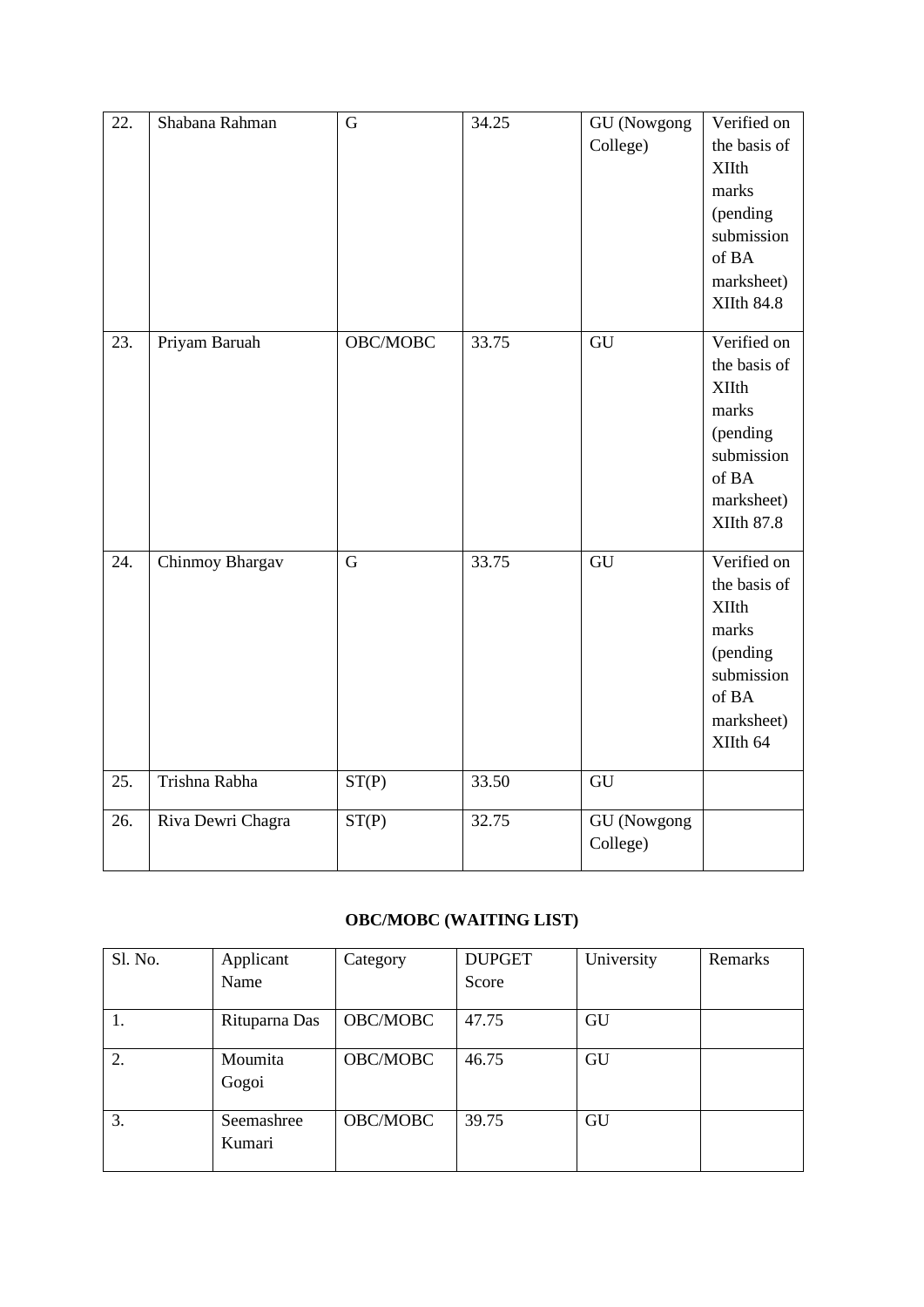| | | | | | |
|---|---|---|---|---|---|
| 22. | Shabana Rahman | G | 34.25 | GU (Nowgong College) | Verified on the basis of XIIth marks (pending submission of BA marksheet) XIIth 84.8 |
| 23. | Priyam Baruah | OBC/MOBC | 33.75 | GU | Verified on the basis of XIIth marks (pending submission of BA marksheet) XIIth 87.8 |
| 24. | Chinmoy Bhargav | G | 33.75 | GU | Verified on the basis of XIIth marks (pending submission of BA marksheet) XIIth 64 |
| 25. | Trishna Rabha | ST(P) | 33.50 | GU | |
| 26. | Riva Dewri Chagra | ST(P) | 32.75 | GU (Nowgong College) | |

**OBC/MOBC (WAITING LIST)**

| Sl. No. | Applicant Name | Category | DUPGET Score | University | Remarks |
|---|---|---|---|---|---|
| 1. | Rituparna Das | OBC/MOBC | 47.75 | GU | |
| 2. | Moumita Gogoi | OBC/MOBC | 46.75 | GU | |
| 3. | Seemashree Kumari | OBC/MOBC | 39.75 | GU | |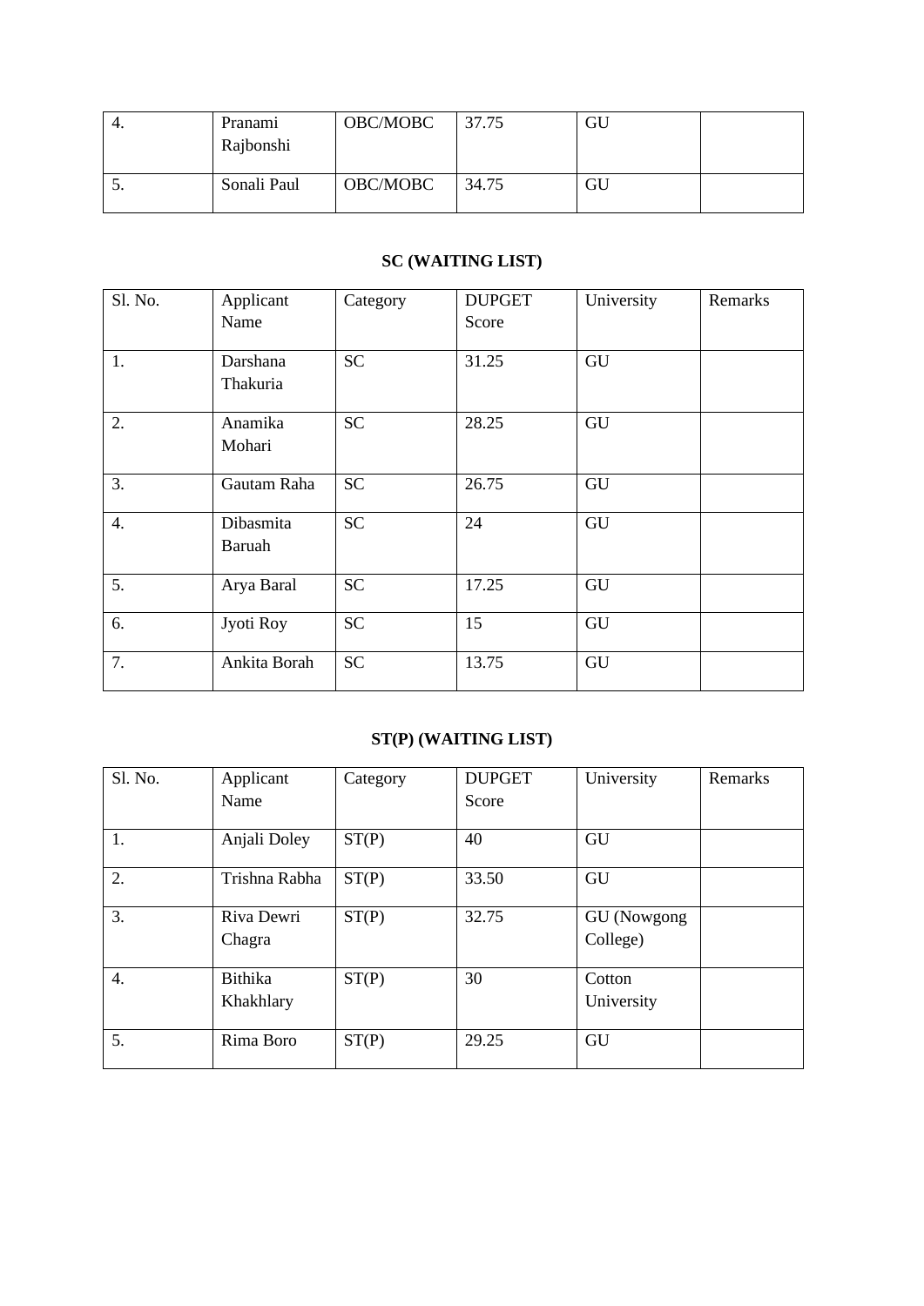| 4. | Pranami Rajbonshi | OBC/MOBC | 37.75 | GU | |
|---|---|---|---|---|---|
| 5. | Sonali Paul | OBC/MOBC | 34.75 | GU | |

**SC (WAITING LIST)**

| Sl. No. | Applicant Name | Category | DUPGET Score | University | Remarks |
|---|---|---|---|---|---|
| 1. | Darshana Thakuria | SC | 31.25 | GU | |
| 2. | Anamika Mohari | SC | 28.25 | GU | |
| 3. | Gautam Raha | SC | 26.75 | GU | |
| 4. | Dibasmita Baruah | SC | 24 | GU | |
| 5. | Arya Baral | SC | 17.25 | GU | |
| 6. | Jyoti Roy | SC | 15 | GU | |
| 7. | Ankita Borah | SC | 13.75 | GU | |

**ST(P) (WAITING LIST)**

| Sl. No. | Applicant Name | Category | DUPGET Score | University | Remarks |
|---|---|---|---|---|---|
| 1. | Anjali Doley | ST(P) | 40 | GU | |
| 2. | Trishna Rabha | ST(P) | 33.50 | GU | |
| 3. | Riva Dewri Chagra | ST(P) | 32.75 | GU (Nowgong College) | |
| 4. | Bithika Khakhlary | ST(P) | 30 | Cotton University | |
| 5. | Rima Boro | ST(P) | 29.25 | GU | |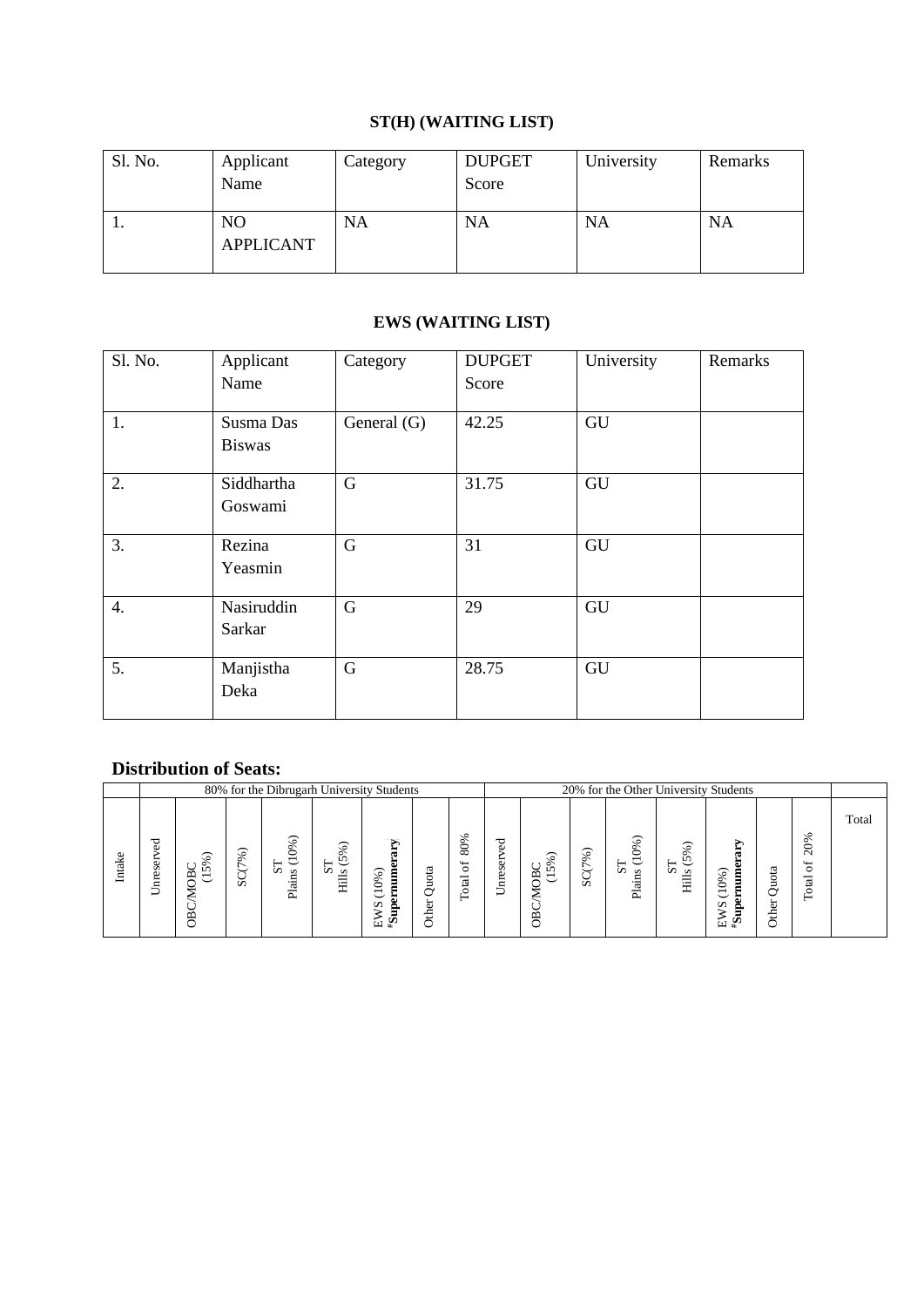**ST(H) (WAITING LIST)**

| Sl. No. | Applicant Name | Category | DUPGET Score | University | Remarks |
|---|---|---|---|---|---|
| 1. | NO APPLICANT | NA | NA | NA | NA |

**EWS (WAITING LIST)**

| Sl. No. | Applicant Name | Category | DUPGET Score | University | Remarks |
|---|---|---|---|---|---|
| 1. | Susma Das Biswas | General (G) | 42.25 | GU | |
| 2. | Siddhartha Goswami | G | 31.75 | GU | |
| 3. | Rezina Yeasmin | G | 31 | GU | |
| 4. | Nasiruddin Sarkar | G | 29 | GU | |
| 5. | Manjistha Deka | G | 28.75 | GU | |

## Distribution of Seats:

| | 80% for the Dibrugarh University Students | | | | | | | | 20% for the Other University Students | | | | | | | | |
|---|---|---|---|---|---|---|---|---|---|---|---|---|---|---|---|---|---|
| Intake | Unreserved | OBC/MOBC (15%) | SC(7%) | ST Plains (10%) | ST Hills (5%) | EWS (10%) **#Supernumerary** | Other Quota | Total of 80% | Unreserved | OBC/MOBC (15%) | SC(7%) | ST Plains (10%) | ST Hills (5%) | EWS (10%) **#Supernumerary** | Other Quota | Total of 20% | Total |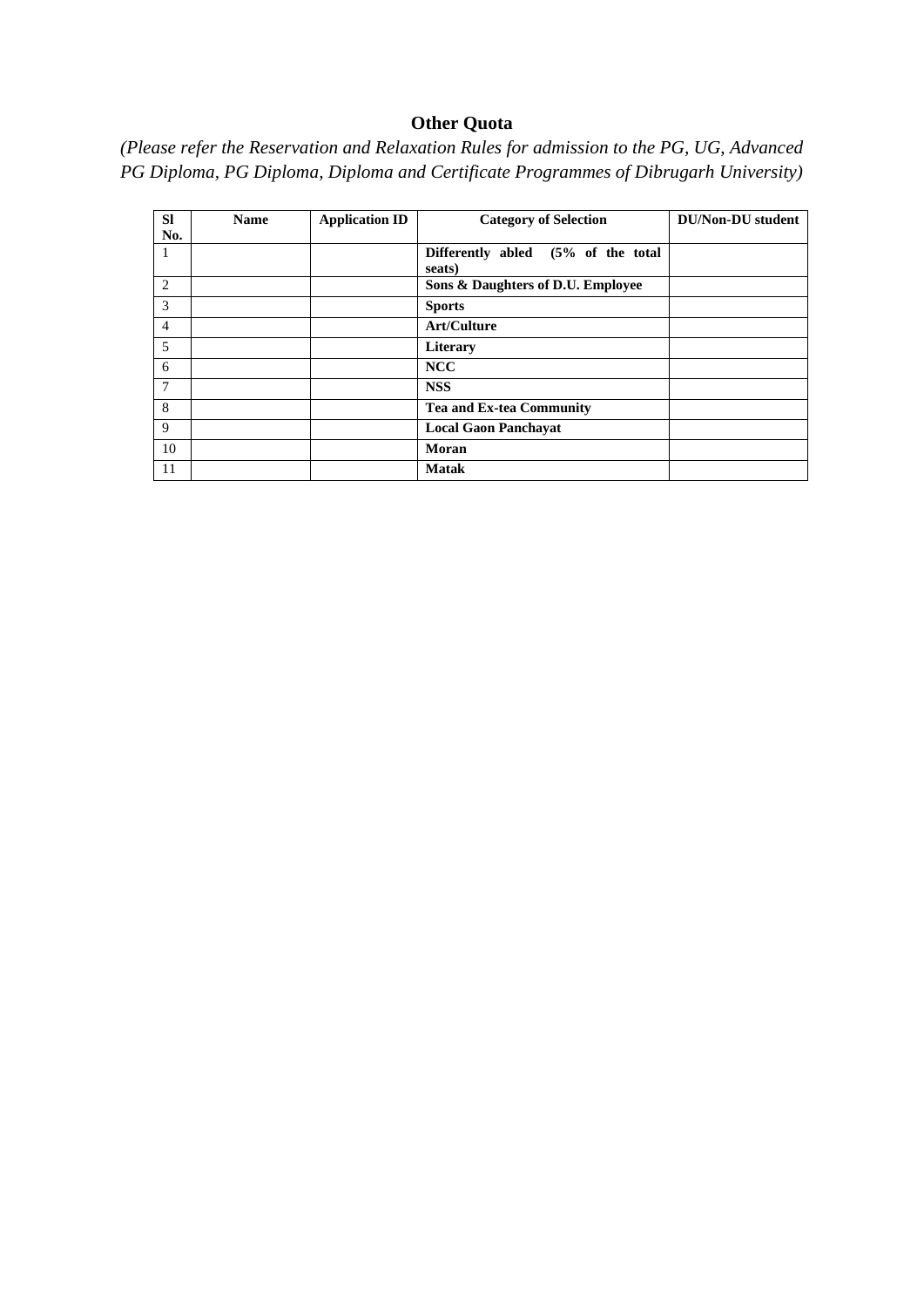## Other Quota

*(Please refer the Reservation and Relaxation Rules for admission to the PG, UG, Advanced PG Diploma, PG Diploma, Diploma and Certificate Programmes of Dibrugarh University)*

| Sl No. | Name | Application ID | Category of Selection | DU/Non-DU student |
|---|---|---|---|---|
| 1 | | | **Differently abled (5% of the total seats)** | |
| 2 | | | **Sons & Daughters of D.U. Employee** | |
| 3 | | | **Sports** | |
| 4 | | | **Art/Culture** | |
| 5 | | | **Literary** | |
| 6 | | | **NCC** | |
| 7 | | | **NSS** | |
| 8 | | | **Tea and Ex-tea Community** | |
| 9 | | | **Local Gaon Panchayat** | |
| 10 | | | **Moran** | |
| 11 | | | **Matak** | |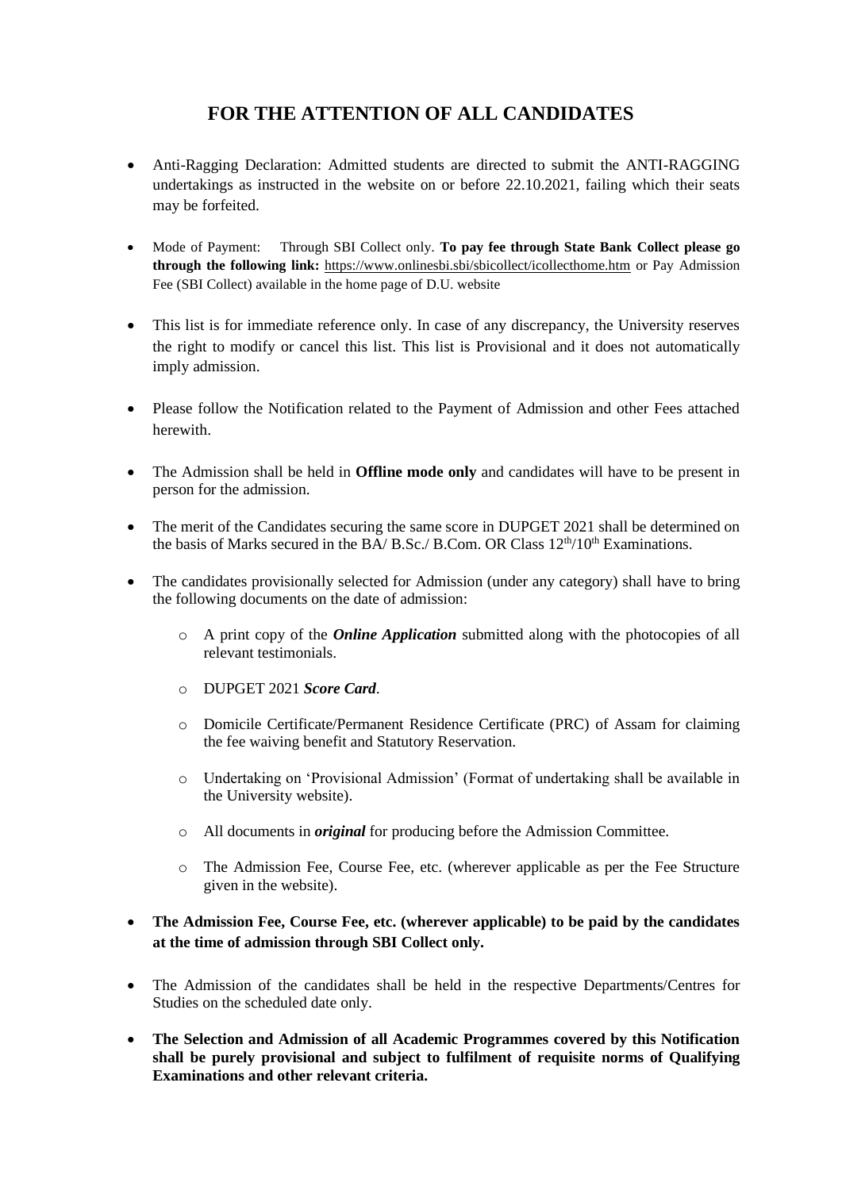# FOR THE ATTENTION OF ALL CANDIDATES

- Anti-Ragging Declaration: Admitted students are directed to submit the ANTI-RAGGING undertakings as instructed in the website on or before 22.10.2021, failing which their seats may be forfeited.

- Mode of Payment: Through SBI Collect only. **To pay fee through State Bank Collect please go through the following link:** https://www.onlinesbi.sbi/sbicollect/icollecthome.htm or Pay Admission Fee (SBI Collect) available in the home page of D.U. website

- This list is for immediate reference only. In case of any discrepancy, the University reserves the right to modify or cancel this list. This list is Provisional and it does not automatically imply admission.

- Please follow the Notification related to the Payment of Admission and other Fees attached herewith.

- The Admission shall be held in **Offline mode only** and candidates will have to be present in person for the admission.

- The merit of the Candidates securing the same score in DUPGET 2021 shall be determined on the basis of Marks secured in the BA/ B.Sc./ B.Com. OR Class 12th/10th Examinations.

- The candidates provisionally selected for Admission (under any category) shall have to bring the following documents on the date of admission:

  - A print copy of the ***Online Application*** submitted along with the photocopies of all relevant testimonials.

  - DUPGET 2021 ***Score Card***.

  - Domicile Certificate/Permanent Residence Certificate (PRC) of Assam for claiming the fee waiving benefit and Statutory Reservation.

  - Undertaking on 'Provisional Admission' (Format of undertaking shall be available in the University website).

  - All documents in ***original*** for producing before the Admission Committee.

  - The Admission Fee, Course Fee, etc. (wherever applicable as per the Fee Structure given in the website).

- **The Admission Fee, Course Fee, etc. (wherever applicable) to be paid by the candidates at the time of admission through SBI Collect only.**

- The Admission of the candidates shall be held in the respective Departments/Centres for Studies on the scheduled date only.

- **The Selection and Admission of all Academic Programmes covered by this Notification shall be purely provisional and subject to fulfilment of requisite norms of Qualifying Examinations and other relevant criteria.**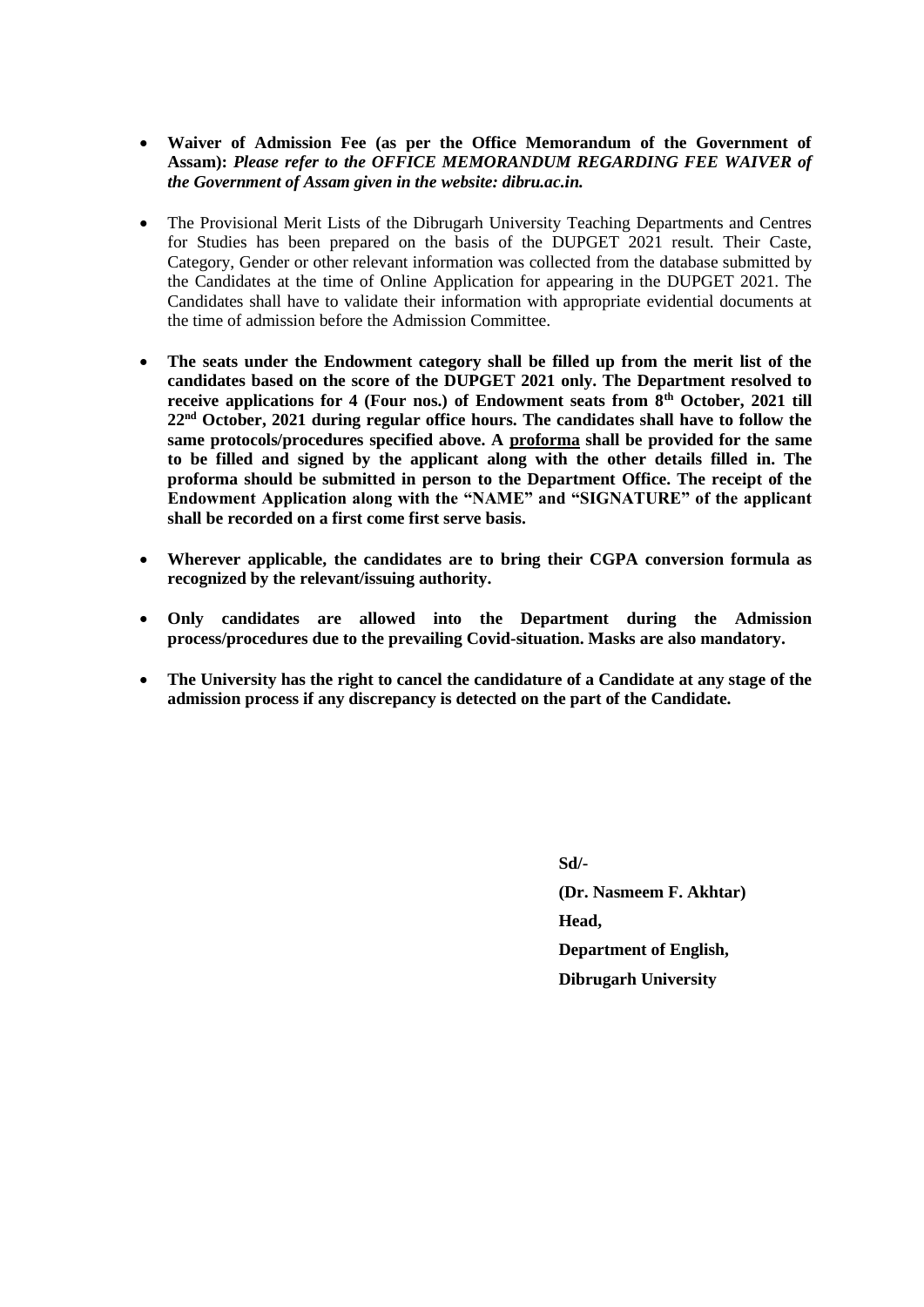- **Waiver of Admission Fee (as per the Office Memorandum of the Government of Assam):** ***Please refer to the OFFICE MEMORANDUM REGARDING FEE WAIVER of the Government of Assam given in the website: dibru.ac.in.***

- The Provisional Merit Lists of the Dibrugarh University Teaching Departments and Centres for Studies has been prepared on the basis of the DUPGET 2021 result. Their Caste, Category, Gender or other relevant information was collected from the database submitted by the Candidates at the time of Online Application for appearing in the DUPGET 2021. The Candidates shall have to validate their information with appropriate evidential documents at the time of admission before the Admission Committee.

- **The seats under the Endowment category shall be filled up from the merit list of the candidates based on the score of the DUPGET 2021 only. The Department resolved to receive applications for 4 (Four nos.) of Endowment seats from 8th October, 2021 till 22nd October, 2021 during regular office hours. The candidates shall have to follow the same protocols/procedures specified above. A proforma shall be provided for the same to be filled and signed by the applicant along with the other details filled in. The proforma should be submitted in person to the Department Office. The receipt of the Endowment Application along with the "NAME" and "SIGNATURE" of the applicant shall be recorded on a first come first serve basis.**

- **Wherever applicable, the candidates are to bring their CGPA conversion formula as recognized by the relevant/issuing authority.**

- **Only candidates are allowed into the Department during the Admission process/procedures due to the prevailing Covid-situation. Masks are also mandatory.**

- **The University has the right to cancel the candidature of a Candidate at any stage of the admission process if any discrepancy is detected on the part of the Candidate.**

**Sd/-**

**(Dr. Nasmeem F. Akhtar)**

**Head,**

**Department of English,**

**Dibrugarh University**